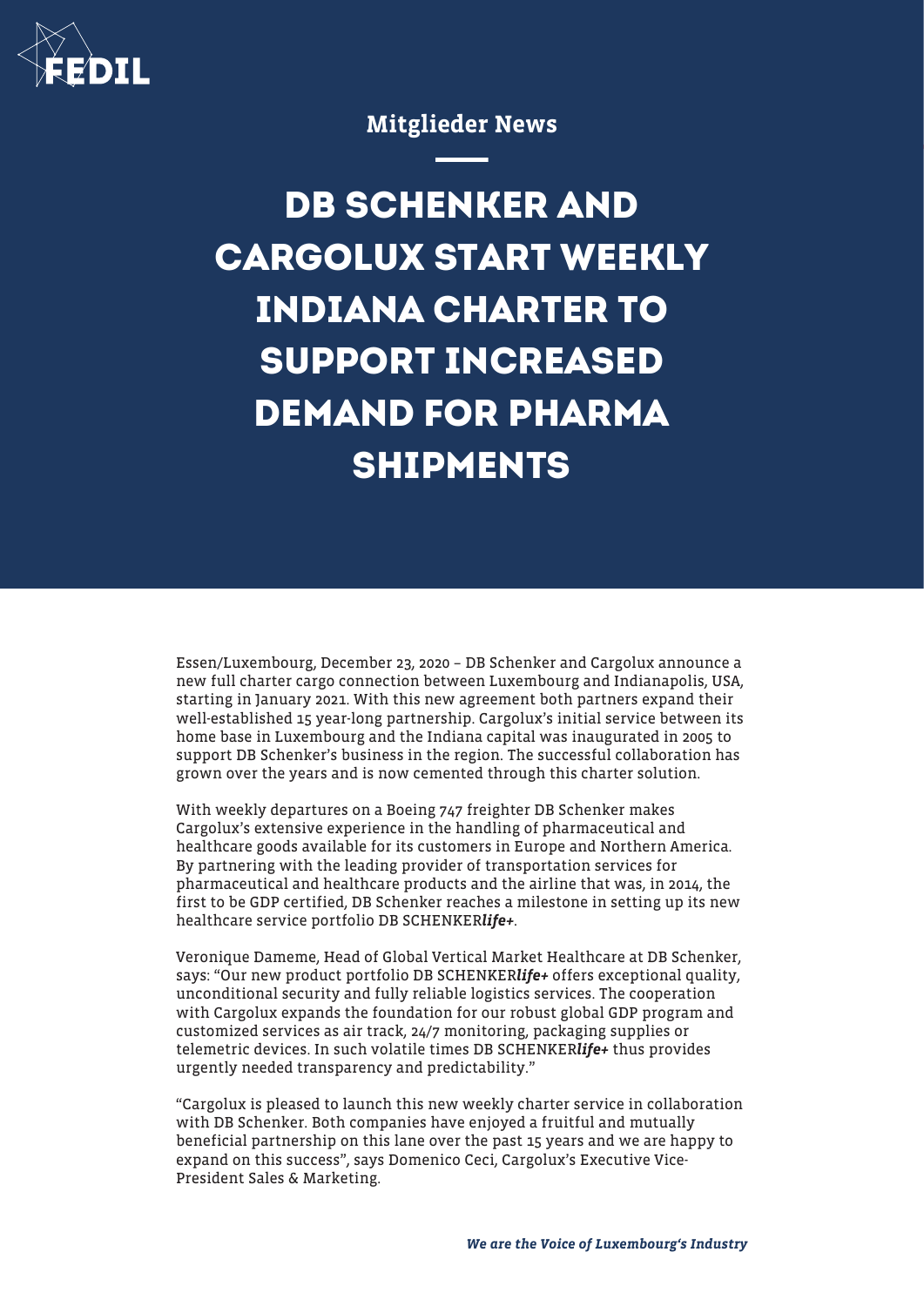Mitglieder News

# DB SCHENKER AND CARGOLUX START WEEKLY INDIANA CHARTER TO SUPPORT INCREASED DEMAND FOR PHARMA SHIPMENTS

Essen/Luxembourg, December 23, 2020 – DB Schenker and Cargolux announce a new full charter cargo connection between Luxembourg and Indianapolis, USA, starting in January 2021. With this new agreement both partners expand their well-established 15 year-long partnership. Cargolux's initial service between its home base in Luxembourg and the Indiana capital was inaugurated in 2005 to support DB Schenker's business in the region. The successful collaboration has grown over the years and is now cemented through this charter solution.

With weekly departures on a Boeing 747 freighter DB Schenker makes Cargolux's extensive experience in the handling of pharmaceutical and healthcare goods available for its customers in Europe and Northern America. By partnering with the leading provider of transportation services for pharmaceutical and healthcare products and the airline that was, in 2014, the first to be GDP certified, DB Schenker reaches a milestone in setting up its new healthcare service portfolio DB SCHENKER***life+***.

Veronique Dameme, Head of Global Vertical Market Healthcare at DB Schenker, says: "Our new product portfolio DB SCHENKER***life+*** offers exceptional quality, unconditional security and fully reliable logistics services. The cooperation with Cargolux expands the foundation for our robust global GDP program and customized services as air track, 24/7 monitoring, packaging supplies or telemetric devices. In such volatile times DB SCHENKER***life+*** thus provides urgently needed transparency and predictability."

"Cargolux is pleased to launch this new weekly charter service in collaboration with DB Schenker. Both companies have enjoyed a fruitful and mutually beneficial partnership on this lane over the past 15 years and we are happy to expand on this success", says Domenico Ceci, Cargolux's Executive Vice-President Sales & Marketing.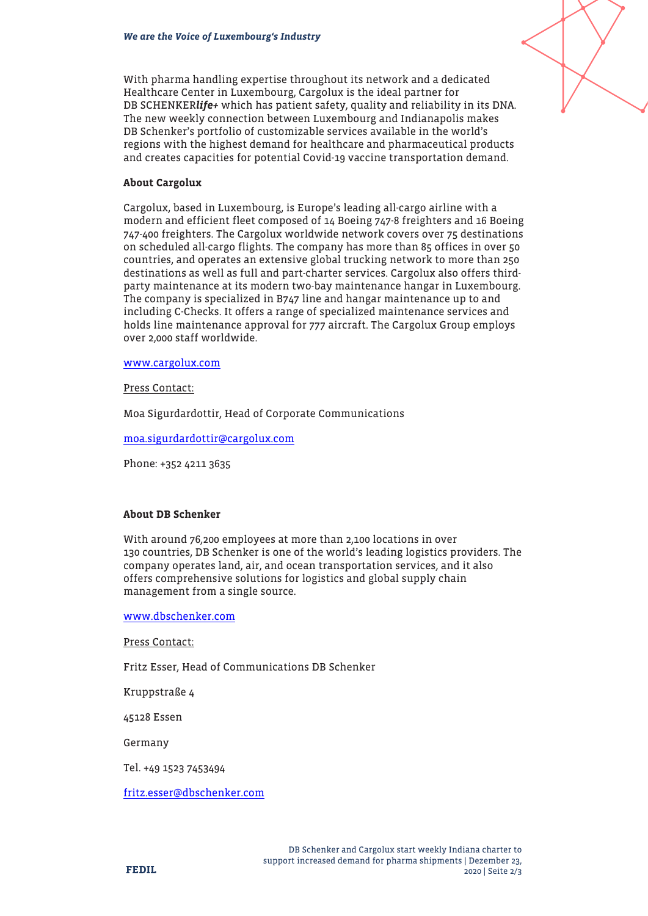With pharma handling expertise throughout its network and a dedicated Healthcare Center in Luxembourg, Cargolux is the ideal partner for DB SCHENKER***life+*** which has patient safety, quality and reliability in its DNA. The new weekly connection between Luxembourg and Indianapolis makes DB Schenker's portfolio of customizable services available in the world's regions with the highest demand for healthcare and pharmaceutical products and creates capacities for potential Covid-19 vaccine transportation demand.

**About Cargolux**

Cargolux, based in Luxembourg, is Europe's leading all-cargo airline with a modern and efficient fleet composed of 14 Boeing 747-8 freighters and 16 Boeing 747-400 freighters. The Cargolux worldwide network covers over 75 destinations on scheduled all-cargo flights. The company has more than 85 offices in over 50 countries, and operates an extensive global trucking network to more than 250 destinations as well as full and part-charter services. Cargolux also offers third-party maintenance at its modern two-bay maintenance hangar in Luxembourg. The company is specialized in B747 line and hangar maintenance up to and including C-Checks. It offers a range of specialized maintenance services and holds line maintenance approval for 777 aircraft. The Cargolux Group employs over 2,000 staff worldwide.

[www.cargolux.com](http://www.cargolux.com)

Press Contact:

Moa Sigurdardottir, Head of Corporate Communications

[moa.sigurdardottir@cargolux.com](mailto:moa.sigurdardottir@cargolux.com)

Phone: +352 4211 3635

**About DB Schenker**

With around 76,200 employees at more than 2,100 locations in over 130 countries, DB Schenker is one of the world's leading logistics providers. The company operates land, air, and ocean transportation services, and it also offers comprehensive solutions for logistics and global supply chain management from a single source.

[www.dbschenker.com](http://www.dbschenker.com)

Press Contact:

Fritz Esser, Head of Communications DB Schenker

Kruppstraße 4

45128 Essen

Germany

Tel. +49 1523 7453494

[fritz.esser@dbschenker.com](mailto:fritz.esser@dbschenker.com)